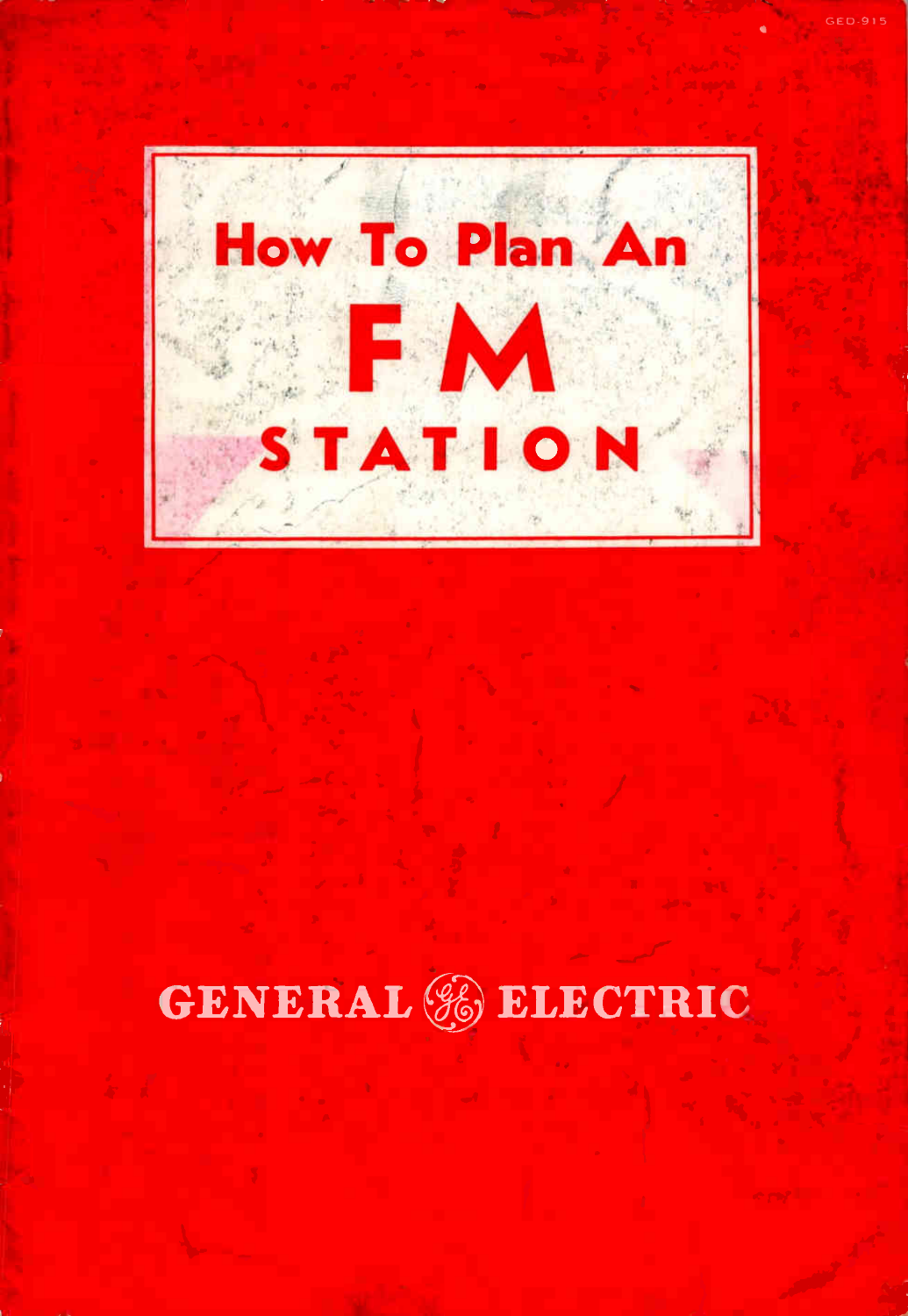GED-915

# How To Plan An FM STATION

GENERAL ELECTRIC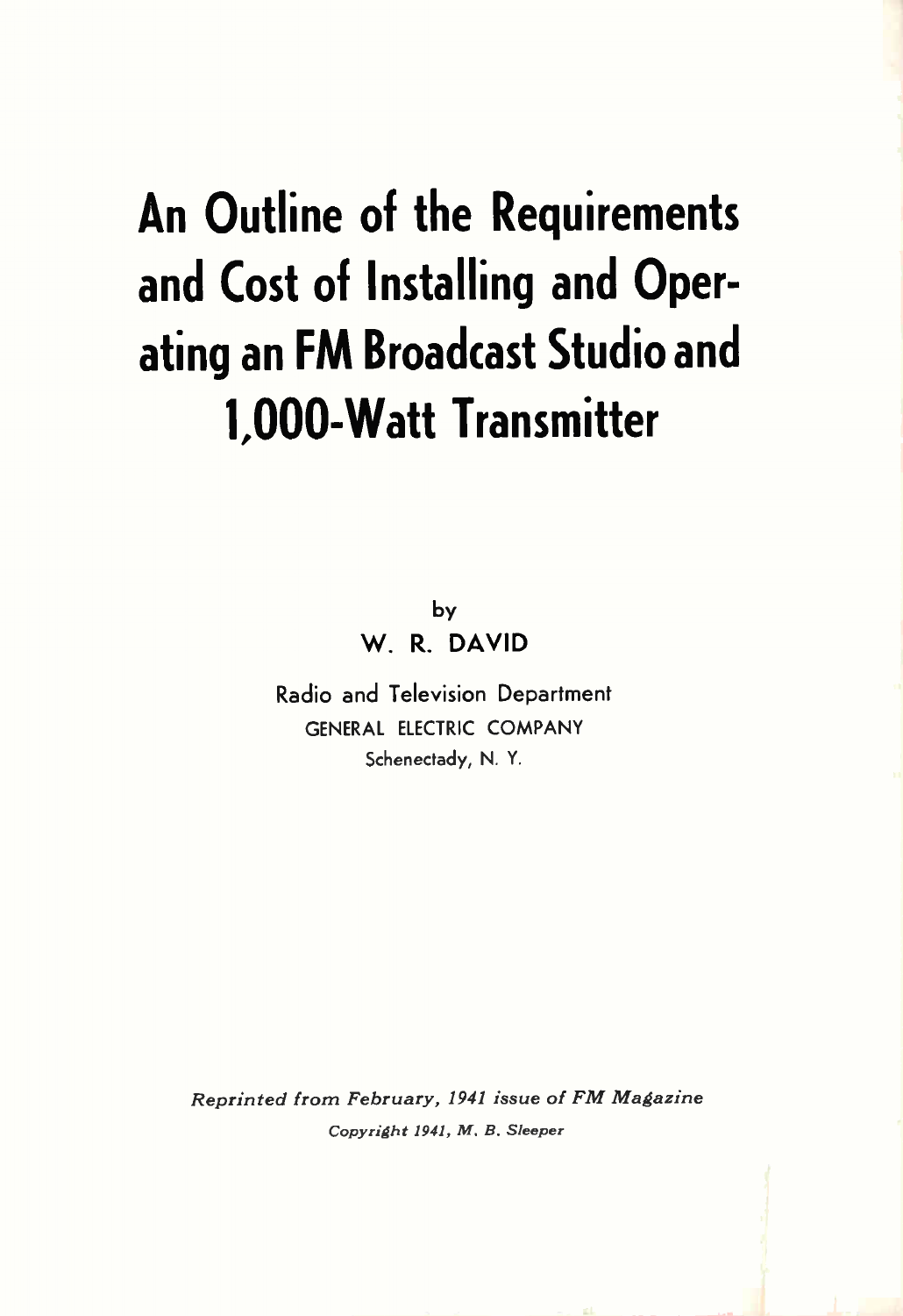# An Outline of the Requirements and Cost of Installing and Operating an FM Broadcast Studio and 1,000-Watt Transmitter

by

**W. R. DAVID**

Radio and Television Department
GENERAL ELECTRIC COMPANY
Schenectady, N. Y.

*Reprinted from February, 1941 issue of FM Magazine*

*Copyright 1941, M. B. Sleeper*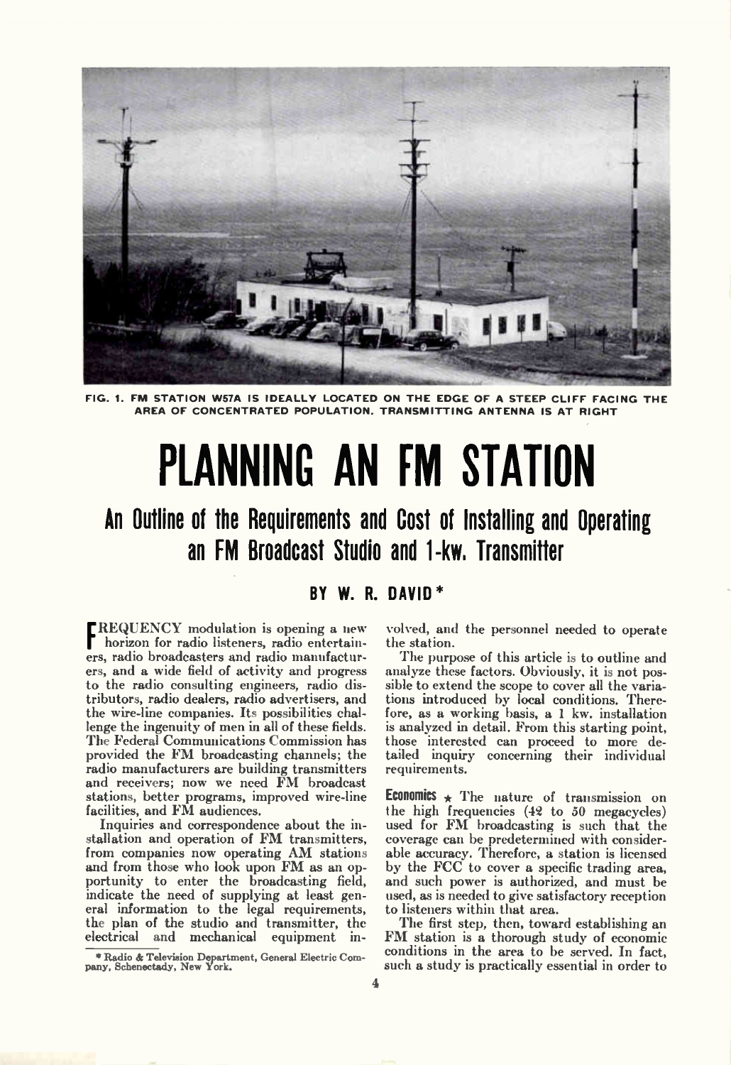FIG. 1. FM STATION W57A IS IDEALLY LOCATED ON THE EDGE OF A STEEP CLIFF FACING THE AREA OF CONCENTRATED POPULATION. TRANSMITTING ANTENNA IS AT RIGHT

# PLANNING AN FM STATION

## An Outline of the Requirements and Cost of Installing and Operating an FM Broadcast Studio and 1-kw. Transmitter

### BY W. R. DAVID*

FREQUENCY modulation is opening a new horizon for radio listeners, radio entertainers, radio broadcasters and radio manufacturers, and a wide field of activity and progress to the radio consulting engineers, radio distributors, radio dealers, radio advertisers, and the wire-line companies. Its possibilities challenge the ingenuity of men in all of these fields. The Federal Communications Commission has provided the FM broadcasting channels; the radio manufacturers are building transmitters and receivers; now we need FM broadcast stations, better programs, improved wire-line facilities, and FM audiences.

Inquiries and correspondence about the installation and operation of FM transmitters, from companies now operating AM stations and from those who look upon FM as an opportunity to enter the broadcasting field, indicate the need of supplying at least general information to the legal requirements, the plan of the studio and transmitter, the electrical and mechanical equipment involved, and the personnel needed to operate the station.

The purpose of this article is to outline and analyze these factors. Obviously, it is not possible to extend the scope to cover all the variations introduced by local conditions. Therefore, as a working basis, a 1 kw. installation is analyzed in detail. From this starting point, those interested can proceed to more detailed inquiry concerning their individual requirements.

**Economics** ★ The nature of transmission on the high frequencies (42 to 50 megacycles) used for FM broadcasting is such that the coverage can be predetermined with considerable accuracy. Therefore, a station is licensed by the FCC to cover a specific trading area, and such power is authorized, and must be used, as is needed to give satisfactory reception to listeners within that area.

The first step, then, toward establishing an FM station is a thorough study of economic conditions in the area to be served. In fact, such a study is practically essential in order to

* Radio & Television Department, General Electric Company, Schenectady, New York.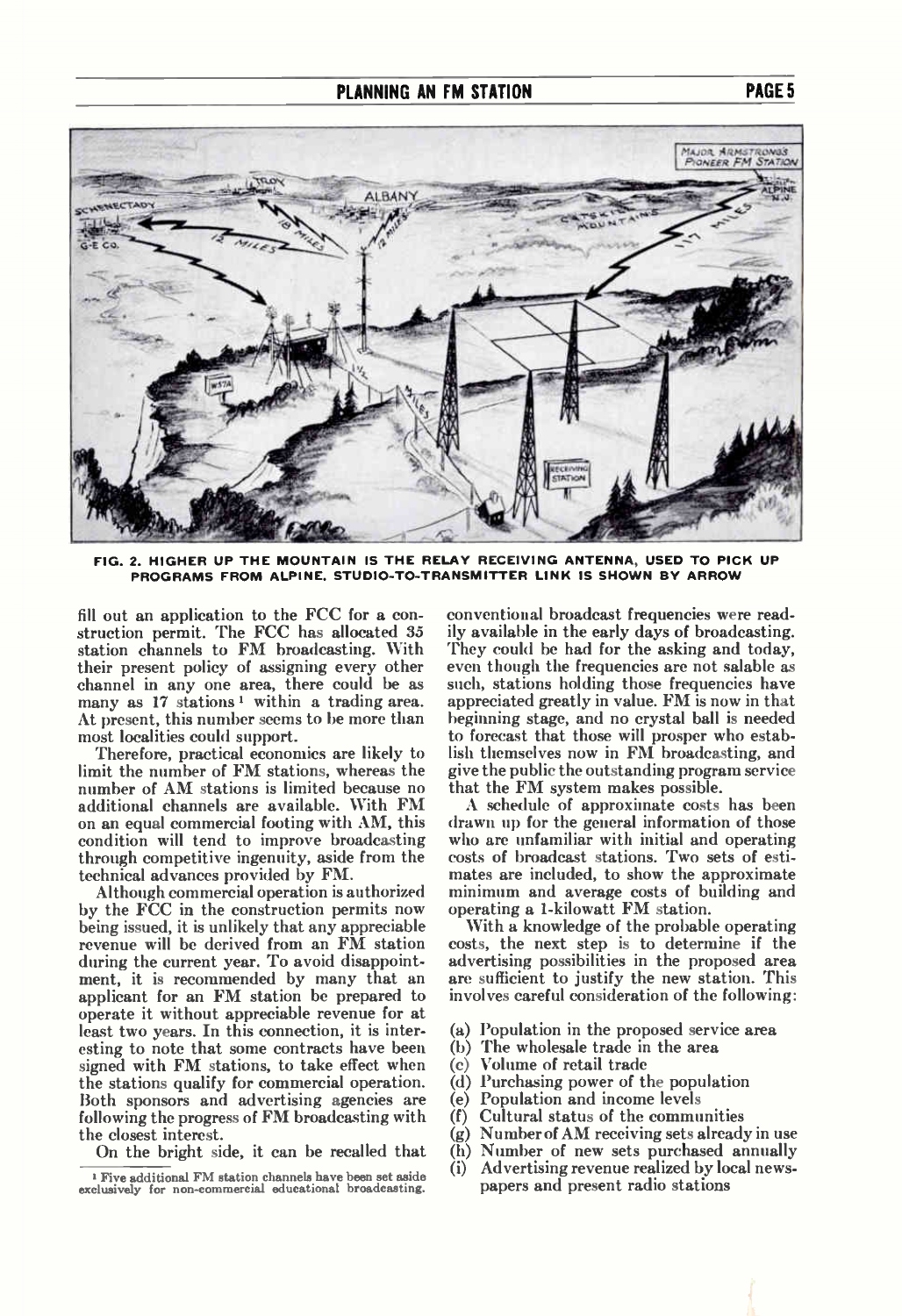FIG. 2. HIGHER UP THE MOUNTAIN IS THE RELAY RECEIVING ANTENNA, USED TO PICK UP PROGRAMS FROM ALPINE. STUDIO-TO-TRANSMITTER LINK IS SHOWN BY ARROW

fill out an application to the FCC for a construction permit. The FCC has allocated 35 station channels to FM broadcasting. With their present policy of assigning every other channel in any one area, there could be as many as 17 stations[1] within a trading area. At present, this number seems to be more than most localities could support.

Therefore, practical economics are likely to limit the number of FM stations, whereas the number of AM stations is limited because no additional channels are available. With FM on an equal commercial footing with AM, this condition will tend to improve broadcasting through competitive ingenuity, aside from the technical advances provided by FM.

Although commercial operation is authorized by the FCC in the construction permits now being issued, it is unlikely that any appreciable revenue will be derived from an FM station during the current year. To avoid disappointment, it is recommended by many that an applicant for an FM station be prepared to operate it without appreciable revenue for at least two years. In this connection, it is interesting to note that some contracts have been signed with FM stations, to take effect when the stations qualify for commercial operation. Both sponsors and advertising agencies are following the progress of FM broadcasting with the closest interest.

On the bright side, it can be recalled that conventional broadcast frequencies were readily available in the early days of broadcasting. They could be had for the asking and today, even though the frequencies are not salable as such, stations holding those frequencies have appreciated greatly in value. FM is now in that beginning stage, and no crystal ball is needed to forecast that those will prosper who establish themselves now in FM broadcasting, and give the public the outstanding program service that the FM system makes possible.

A schedule of approximate costs has been drawn up for the general information of those who are unfamiliar with initial and operating costs of broadcast stations. Two sets of estimates are included, to show the approximate minimum and average costs of building and operating a 1-kilowatt FM station.

With a knowledge of the probable operating costs, the next step is to determine if the advertising possibilities in the proposed area are sufficient to justify the new station. This involves careful consideration of the following:

(a) Population in the proposed service area
(b) The wholesale trade in the area
(c) Volume of retail trade
(d) Purchasing power of the population
(e) Population and income levels
(f) Cultural status of the communities
(g) Number of AM receiving sets already in use
(h) Number of new sets purchased annually
(i) Advertising revenue realized by local newspapers and present radio stations

[1] Five additional FM station channels have been set aside exclusively for non-commercial educational broadcasting.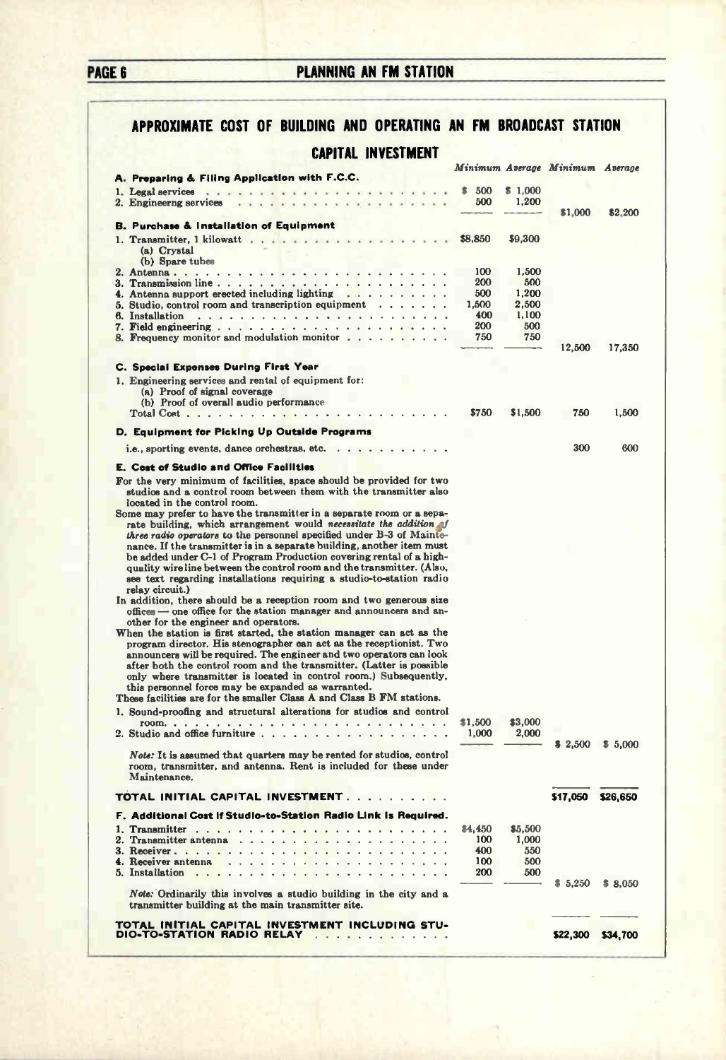# APPROXIMATE COST OF BUILDING AND OPERATING AN FM BROADCAST STATION

## CAPITAL INVESTMENT

| | Minimum | Average | Minimum | Average |
|---|---|---|---|---|
| **A. Preparing & Filing Application with F.C.C.** | | | | |
| 1. Legal services | $ 500 | $ 1,000 | | |
| 2. Engineerng services | 500 | 1,200 | | |
| | | | $1,000 | $2,200 |
| **B. Purchase & Installation of Equipment** | | | | |
| 1. Transmitter, 1 kilowatt (a) Crystal (b) Spare tubes | $8,850 | $9,300 | | |
| 2. Antenna | 100 | 1,500 | | |
| 3. Transmission line | 200 | 500 | | |
| 4. Antenna support erected including lighting | 500 | 1,200 | | |
| 5. Studio, control room and transcription equipment | 1,500 | 2,500 | | |
| 6. Installation | 400 | 1,100 | | |
| 7. Field engineering | 200 | 500 | | |
| 8. Frequency monitor and modulation monitor | 750 | 750 | | |
| | | | 12,500 | 17,350 |
| **C. Special Expenses During First Year** | | | | |
| 1. Engineering services and rental of equipment for: (a) Proof of signal coverage (b) Proof of overall audio performance Total Cost | $750 | $1,500 | 750 | 1,500 |
| **D. Equipment for Picking Up Outside Programs** | | | | |
| i.e., sporting events, dance orchestras, etc. | | | 300 | 600 |

**E. Cost of Studio and Office Facilities**

For the very minimum of facilities, space should be provided for two studios and a control room between them with the transmitter also located in the control room.

Some may prefer to have the transmitter in a separate room or a separate building, which arrangement would *necessitate the addition of three radio operators* to the personnel specified under B-3 of Maintenance. If the transmitter is in a separate building, another item must be added under C-1 of Program Production covering rental of a high-quality wireline between the control room and the transmitter. (Also, see text regarding installations requiring a studio-to-station radio relay circuit.)

In addition, there should be a reception room and two generous size offices — one office for the station manager and announcers and another for the engineer and operators.

When the station is first started, the station manager can act as the program director. His stenographer can act as the receptionist. Two announcers will be required. The engineer and two operators can look after both the control room and the transmitter. (Latter is possible only where transmitter is located in control room.) Subsequently, this personnel force may be expanded as warranted.

These facilities are for the smaller Class A and Class B FM stations.

| | Minimum | Average | Minimum | Average |
|---|---|---|---|---|
| 1. Sound-proofing and structural alterations for studios and control room | $1,500 | $3,000 | | |
| 2. Studio and office furniture | 1,000 | 2,000 | | |
| | | | $ 2,500 | $ 5,000 |

*Note:* It is assumed that quarters may be rented for studios, control room, transmitter, and antenna. Rent is included for these under Maintenance.

| | Minimum | Average | Minimum | Average |
|---|---|---|---|---|
| **TOTAL INITIAL CAPITAL INVESTMENT** | | | $17,050 | $26,650 |
| **F. Additional Cost if Studio-to-Station Radio Link is Required.** | | | | |
| 1. Transmitter | $4,450 | $5,500 | | |
| 2. Transmitter antenna | 100 | 1,000 | | |
| 3. Receiver | 400 | 550 | | |
| 4. Receiver antenna | 100 | 500 | | |
| 5. Installation | 200 | 500 | | |
| | | | $ 5,250 | $ 8,050 |

*Note:* Ordinarily this involves a studio building in the city and a transmitter building at the main transmitter site.

| | Minimum | Average | Minimum | Average |
|---|---|---|---|---|
| **TOTAL INITIAL CAPITAL INVESTMENT INCLUDING STUDIO-TO-STATION RADIO RELAY** | | | $22,300 | $34,700 |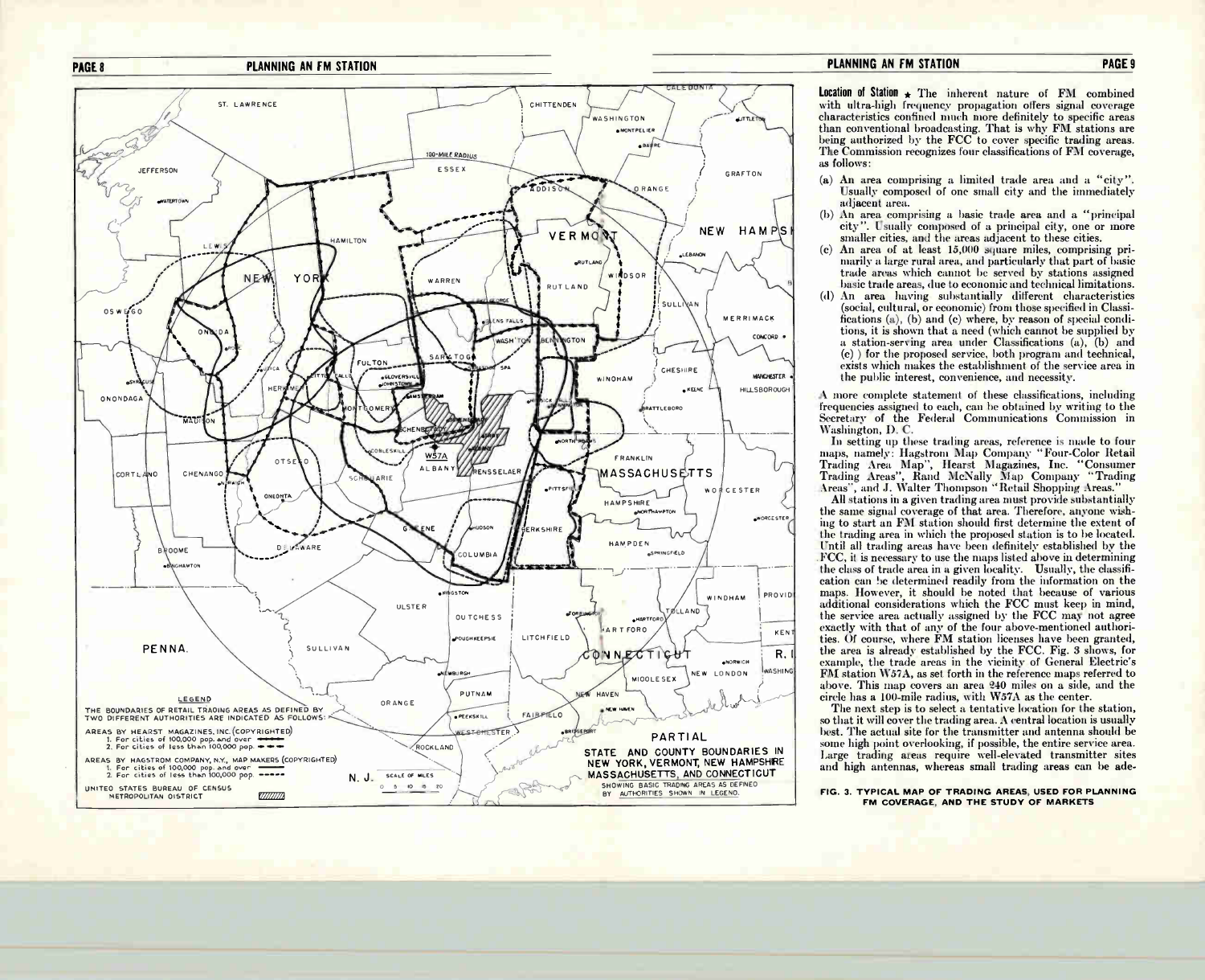**Location of Station** ★ The inherent nature of FM combined with ultra-high frequency propagation offers signal coverage characteristics confined much more definitely to specific areas than conventional broadcasting. That is why FM stations are being authorized by the FCC to cover specific trading areas. The Commission recognizes four classifications of FM coverage, as follows:

(a) An area comprising a limited trade area and a "city". Usually composed of one small city and the immediately adjacent area.

(b) An area comprising a basic trade area and a "principal city". Usually composed of a principal city, one or more smaller cities, and the areas adjacent to these cities.

(c) An area of at least 15,000 square miles, comprising primarily a large rural area, and particularly that part of basic trade areas which cannot be served by stations assigned basic trade areas, due to economic and technical limitations.

(d) An area having substantially different characteristics (social, cultural, or economic) from those specified in Classifications (a), (b) and (c) where, by reason of special conditions, it is shown that a need (which cannot be supplied by a station-serving area under Classifications (a), (b) and (c) ) for the proposed service, both program and technical, exists which makes the establishment of the service area in the public interest, convenience, and necessity.

A more complete statement of these classifications, including frequencies assigned to each, can be obtained by writing to the Secretary of the Federal Communications Commission in Washington, D. C.

In setting up these trading areas, reference is made to four maps, namely: Hagstrom Map Company "Four-Color Retail Trading Area Map", Hearst Magazines, Inc. "Consumer Trading Areas", Rand McNally Map Company "Trading Areas", and J. Walter Thompson "Retail Shopping Areas."

All stations in a given trading area must provide substantially the same signal coverage of that area. Therefore, anyone wishing to start an FM station should first determine the extent of the trading area in which the proposed station is to be located. Until all trading areas have been definitely established by the FCC, it is necessary to use the maps listed above in determining the class of trade area in a given locality. Usually, the classification can be determined readily from the information on the maps. However, it should be noted that because of various additional considerations which the FCC must keep in mind, the service area actually assigned by the FCC may not agree exactly with that of any of the four above-mentioned authorities. Of course, where FM station licenses have been granted, the area is already established by the FCC. Fig. 3 shows, for example, the trade areas in the vicinity of General Electric's FM station W57A, as set forth in the reference maps referred to above. This map covers an area 240 miles on a side, and the circle has a 100-mile radius, with W57A as the center.

The next step is to select a tentative location for the station, so that it will cover the trading area. A central location is usually best. The actual site for the transmitter and antenna should be some high point overlooking, if possible, the entire service area. Large trading areas require well-elevated transmitter sites and high antennas, whereas small trading areas can be ade-

**FIG. 3. TYPICAL MAP OF TRADING AREAS, USED FOR PLANNING FM COVERAGE, AND THE STUDY OF MARKETS**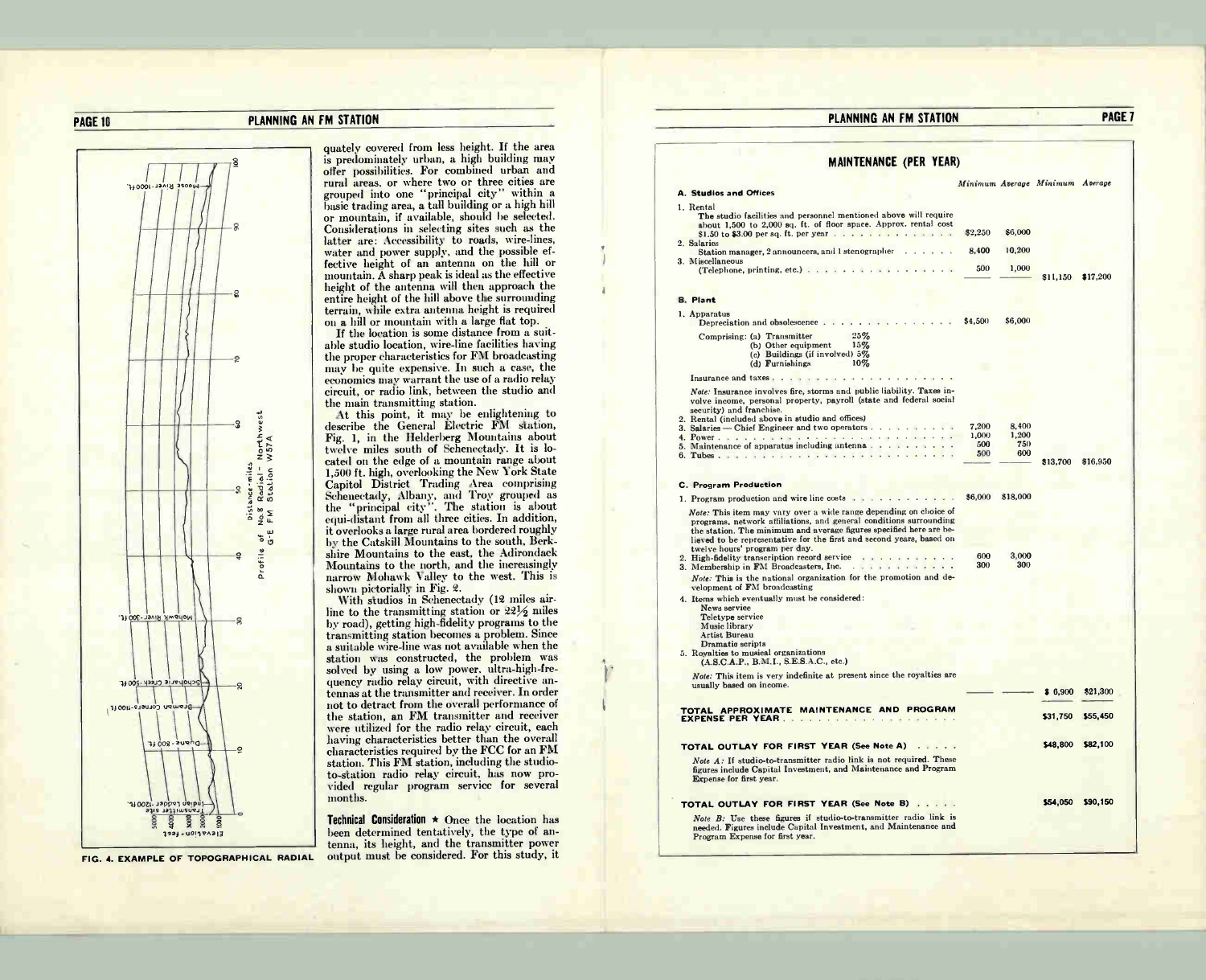quately covered from less height. If the area is predominately urban, a high building may offer possibilities. For combined urban and rural areas, or where two or three cities are grouped into one "principal city" within a basic trading area, a tall building or a high hill or mountain, if available, should be selected. Considerations in selecting sites such as the latter are: Accessibility to roads, wire-lines, water and power supply, and the possible effective height of an antenna on the hill or mountain. A sharp peak is ideal as the effective height of the antenna will then approach the entire height of the hill above the surrounding terrain, while extra antenna height is required on a hill or mountain with a large flat top.

If the location is some distance from a suitable studio location, wire-line facilities having the proper characteristics for FM broadcasting may be quite expensive. In such a case, the economics may warrant the use of a radio relay circuit, or radio link, between the studio and the main transmitting station.

At this point, it may be enlightening to describe the General Electric FM station, Fig. 1, in the Helderberg Mountains about twelve miles south of Schenectady. It is located on the edge of a mountain range about 1,500 ft. high, overlooking the New York State Capitol District Trading Area comprising Schenectady, Albany, and Troy grouped as the "principal city". The station is about equi-distant from all three cities. In addition, it overlooks a large rural area bordered roughly by the Catskill Mountains to the south, Berkshire Mountains to the east, the Adirondack Mountains to the north, and the increasingly narrow Mohawk Valley to the west. This is shown pictorially in Fig. 2.

With studios in Schenectady (12 miles airline to the transmitting station or 22½ miles by road), getting high-fidelity programs to the transmitting station becomes a problem. Since a suitable wire-line was not available when the station was constructed, the problem was solved by using a low power, ultra-high-frequency radio relay circuit, with directive antennas at the transmitter and receiver. In order not to detract from the overall performance of the station, an FM transmitter and receiver were utilized for the radio relay circuit, each having characteristics better than the overall characteristics required by the FCC for an FM station. This FM station, including the studio-to-station radio relay circuit, has now provided regular program service for several months.

**Technical Consideration ★** Once the location has been determined tentatively, the type of antenna, its height, and the transmitter power output must be considered. For this study, it

Profile of No. 8 Radial – Northwest G-E FM Station W57A

Distance-miles: 0, 10, 20, 30, 40, 50, 60, 70, 80, 90, 100

Elevation-Feet: 1000, 2000, 3000, 4000, 5000

Transmitter site – Indian Ladder – 1200 ft.; Duane – 800 ft.; Bremen Corners – 1100 ft.; Schoharie Creek – 500 ft.; Mohawk River – 300 ft.; Moose River – 1000 ft.

FIG. 4. EXAMPLE OF TOPOGRAPHICAL RADIAL

## MAINTENANCE (PER YEAR)

| | Minimum | Average | Minimum | Average |
|---|---|---|---|---|
| **A. Studios and Offices** | | | | |
| 1. Rental<br>The studio facilities and personnel mentioned above will require about 1,500 to 2,000 sq. ft. of floor space. Approx. rental cost $1.50 to $3.00 per sq. ft. per year | $2,250 | $6,000 | | |
| 2. Salaries<br>Station manager, 2 announcers, and 1 stenographer | 8,400 | 10,200 | | |
| 3. Miscellaneous<br>(Telephone, printing, etc.) | 500 | 1,000 | $11,150 | $17,200 |
| **B. Plant** | | | | |
| 1. Apparatus<br>Depreciation and obsolescence | $4,500 | $6,000 | | |
| Comprising: (a) Transmitter 25%; (b) Other equipment 15%; (c) Buildings (if involved) 5%; (d) Furnishings 10% | | | | |
| Insurance and taxes | | | | |
| *Note:* Insurance involves fire, storms and public liability. Taxes involve income, personal property, payroll (state and federal social security) and franchise. | | | | |
| 2. Rental (included above in studio and offices) | | | | |
| 3. Salaries — Chief Engineer and two operators | 7,200 | 8,400 | | |
| 4. Power | 1,000 | 1,200 | | |
| 5. Maintenance of apparatus including antenna | 500 | 750 | | |
| 6. Tubes | 500 | 600 | $13,700 | $16,950 |
| **C. Program Production** | | | | |
| 1. Program production and wire line costs | $6,000 | $18,000 | | |
| *Note:* This item may vary over a wide range depending on choice of programs, network affiliations, and general conditions surrounding the station. The minimum and average figures specified here are believed to be representative for the first and second years, based on twelve hours' program per day. | | | | |
| 2. High-fidelity transcription record service | 600 | 3,000 | | |
| 3. Membership in FM Broadcasters, Inc. | 300 | 300 | | |
| *Note:* This is the national organization for the promotion and development of FM broadcasting | | | | |
| 4. Items which eventually must be considered:<br>News service<br>Teletype service<br>Music library<br>Artist Bureau<br>Dramatic scripts | | | | |
| 5. Royalties to musical organizations<br>(A.S.C.A.P., B.M.I., S.E.S.A.C., etc.) | | | | |
| *Note:* This item is very indefinite at present since the royalties are usually based on income. | | | $ 6,900 | $21,300 |
| **TOTAL APPROXIMATE MAINTENANCE AND PROGRAM EXPENSE PER YEAR** | | | $31,750 | $55,450 |
| **TOTAL OUTLAY FOR FIRST YEAR (See Note A)** | | | $48,800 | $82,100 |
| *Note A:* If studio-to-transmitter radio link is not required. These figures include Capital Investment, and Maintenance and Program Expense for first year. | | | | |
| **TOTAL OUTLAY FOR FIRST YEAR (See Note B)** | | | $54,050 | $90,150 |
| *Note B:* Use these figures if studio-to-transmitter radio link is needed. Figures include Capital Investment, and Maintenance and Program Expense for first year. | | | | |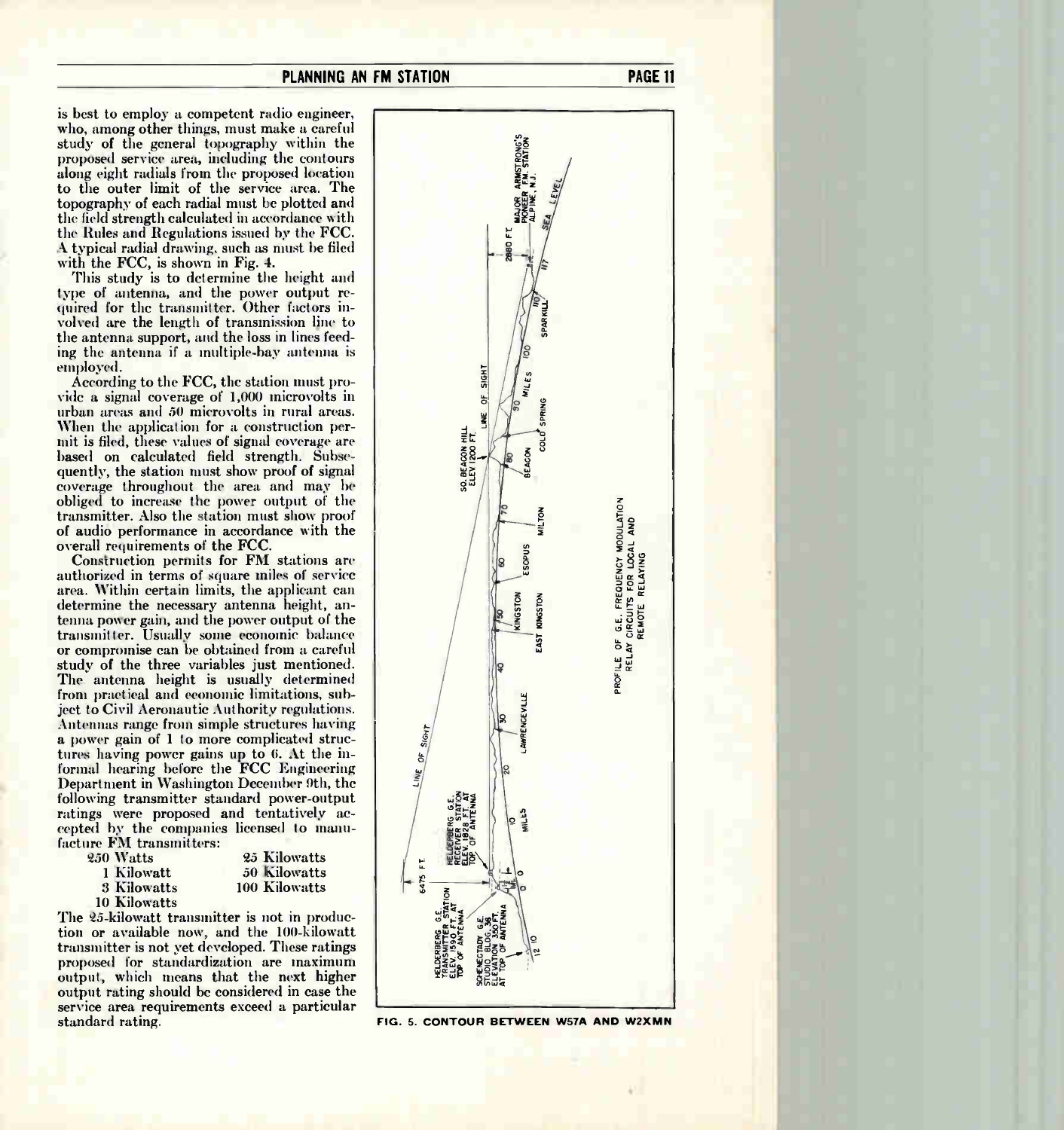is best to employ a competent radio engineer, who, among other things, must make a careful study of the general topography within the proposed service area, including the contours along eight radials from the proposed location to the outer limit of the service area. The topography of each radial must be plotted and the field strength calculated in accordance with the Rules and Regulations issued by the FCC. A typical radial drawing, such as must be filed with the FCC, is shown in Fig. 4.

This study is to determine the height and type of antenna, and the power output required for the transmitter. Other factors involved are the length of transmission line to the antenna support, and the loss in lines feeding the antenna if a multiple-bay antenna is employed.

According to the FCC, the station must provide a signal coverage of 1,000 microvolts in urban areas and 50 microvolts in rural areas. When the application for a construction permit is filed, these values of signal coverage are based on calculated field strength. Subsequently, the station must show proof of signal coverage throughout the area and may be obliged to increase the power output of the transmitter. Also the station must show proof of audio performance in accordance with the overall requirements of the FCC.

Construction permits for FM stations are authorized in terms of square miles of service area. Within certain limits, the applicant can determine the necessary antenna height, antenna power gain, and the power output of the transmitter. Usually some economic balance or compromise can be obtained from a careful study of the three variables just mentioned. The antenna height is usually determined from practical and economic limitations, subject to Civil Aeronautic Authority regulations. Antennas range from simple structures having a power gain of 1 to more complicated structures having power gains up to 6. At the informal hearing before the FCC Engineering Department in Washington December 9th, the following transmitter standard power-output ratings were proposed and tentatively accepted by the companies licensed to manufacture FM transmitters:

| | |
|---|---|
| 250 Watts | 25 Kilowatts |
| 1 Kilowatt | 50 Kilowatts |
| 3 Kilowatts | 100 Kilowatts |
| 10 Kilowatts | |

The 25-kilowatt transmitter is not in production or available now, and the 100-kilowatt transmitter is not yet developed. These ratings proposed for standardization are maximum output, which means that the next higher output rating should be considered in case the service area requirements exceed a particular standard rating.

PROFILE OF G.E. FREQUENCY MODULATION RELAY CIRCUITS FOR LOCAL AND REMOTE RELAYING

HELDERBERG G.E. TRANSMITTER STATION ELEV. 1590 FT. AT TOP OF ANTENNA · SCHENECTADY G.E. STUDIO BLDG. 36 ELEVATION 350 FT. AT TOP OF ANTENNA · HELDERBERG G.E. RECEIVER STATION ELEV. 1828 FT. AT TOP OF ANTENNA · 6475 FT. · LINE OF SIGHT · MILES · LAWRENCEVILLE · KINGSTON · EAST KINGSTON · ESOPUS · MILTON · BEACON · COLD SPRING · SO. BEACON HILL ELEV 1200 FT. · LINE OF SIGHT · SPARKILL · 2680 FT. · MAJOR ARMSTRONG'S PIONEER FM. STATION ALPINE, N.J. · SEA LEVEL

FIG. 5. CONTOUR BETWEEN W57A AND W2XMN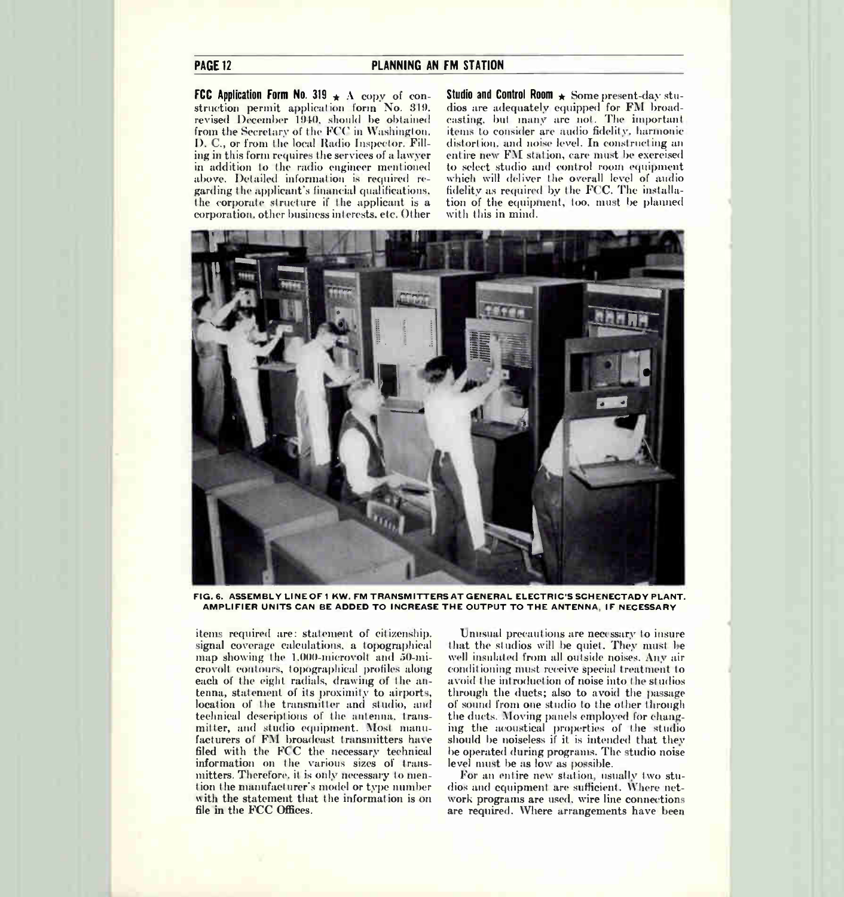**FCC Application Form No. 319** ★ A copy of construction permit application form No. 319, revised December 1940, should be obtained from the Secretary of the FCC in Washington, D. C., or from the local Radio Inspector. Filling in this form requires the services of a lawyer in addition to the radio engineer mentioned above. Detailed information is required regarding the applicant's financial qualifications, the corporate structure if the applicant is a corporation, other business interests, etc. Other items required are: statement of citizenship, signal coverage calculations, a topographical map showing the 1,000-microvolt and 50-microvolt contours, topographical profiles along each of the eight radials, drawing of the antenna, statement of its proximity to airports, location of the transmitter and studio, and technical descriptions of the antenna, transmitter, and studio equipment. Most manufacturers of FM broadcast transmitters have filed with the FCC the necessary technical information on the various sizes of transmitters. Therefore, it is only necessary to mention the manufacturer's model or type number with the statement that the information is on file in the FCC Offices.

FIG. 6. ASSEMBLY LINE OF 1 KW. FM TRANSMITTERS AT GENERAL ELECTRIC'S SCHENECTADY PLANT. AMPLIFIER UNITS CAN BE ADDED TO INCREASE THE OUTPUT TO THE ANTENNA, IF NECESSARY

**Studio and Control Room** ★ Some present-day studios are adequately equipped for FM broadcasting, but many are not. The important items to consider are audio fidelity, harmonic distortion, and noise level. In constructing an entire new FM station, care must be exercised to select studio and control room equipment which will deliver the overall level of audio fidelity as required by the FCC. The installation of the equipment, too, must be planned with this in mind.

Unusual precautions are necessary to insure that the studios will be quiet. They must be well insulated from all outside noises. Any air conditioning must receive special treatment to avoid the introduction of noise into the studios through the ducts; also to avoid the passage of sound from one studio to the other through the ducts. Moving panels employed for changing the acoustical properties of the studio should be noiseless if it is intended that they be operated during programs. The studio noise level must be as low as possible.

For an entire new station, usually two studios and equipment are sufficient. Where network programs are used, wire line connections are required. Where arrangements have been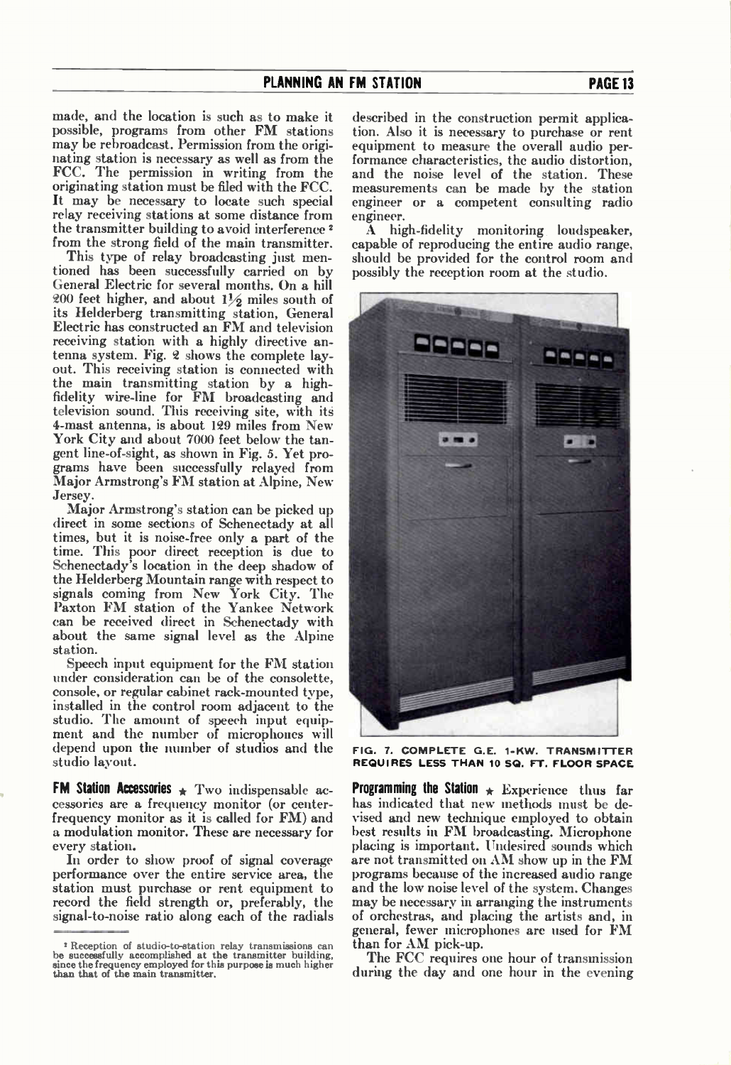made, and the location is such as to make it possible, programs from other FM stations may be rebroadcast. Permission from the originating station is necessary as well as from the FCC. The permission in writing from the originating station must be filed with the FCC. It may be necessary to locate such special relay receiving stations at some distance from the transmitter building to avoid interference [2] from the strong field of the main transmitter.

This type of relay broadcasting just mentioned has been successfully carried on by General Electric for several months. On a hill 200 feet higher, and about 1½ miles south of its Helderberg transmitting station, General Electric has constructed an FM and television receiving station with a highly directive antenna system. Fig. 2 shows the complete layout. This receiving station is connected with the main transmitting station by a high-fidelity wire-line for FM broadcasting and television sound. This receiving site, with its 4-mast antenna, is about 129 miles from New York City and about 7000 feet below the tangent line-of-sight, as shown in Fig. 5. Yet programs have been successfully relayed from Major Armstrong's FM station at Alpine, New Jersey.

Major Armstrong's station can be picked up direct in some sections of Schenectady at all times, but it is noise-free only a part of the time. This poor direct reception is due to Schenectady's location in the deep shadow of the Helderberg Mountain range with respect to signals coming from New York City. The Paxton FM station of the Yankee Network can be received direct in Schenectady with about the same signal level as the Alpine station.

Speech input equipment for the FM station under consideration can be of the consolette, console, or regular cabinet rack-mounted type, installed in the control room adjacent to the studio. The amount of speech input equipment and the number of microphones will depend upon the number of studios and the studio layout.

**FM Station Accessories** ★ Two indispensable accessories are a frequency monitor (or center-frequency monitor as it is called for FM) and a modulation monitor. These are necessary for every station.

In order to show proof of signal coverage performance over the entire service area, the station must purchase or rent equipment to record the field strength or, preferably, the signal-to-noise ratio along each of the radials described in the construction permit application. Also it is necessary to purchase or rent equipment to measure the overall audio performance characteristics, the audio distortion, and the noise level of the station. These measurements can be made by the station engineer or a competent consulting radio engineer.

A high-fidelity monitoring loudspeaker, capable of reproducing the entire audio range, should be provided for the control room and possibly the reception room at the studio.

FIG. 7. COMPLETE G.E. 1-KW. TRANSMITTER REQUIRES LESS THAN 10 SQ. FT. FLOOR SPACE

**Programming the Station** ★ Experience thus far has indicated that new methods must be devised and new technique employed to obtain best results in FM broadcasting. Microphone placing is important. Undesired sounds which are not transmitted on AM show up in the FM programs because of the increased audio range and the low noise level of the system. Changes may be necessary in arranging the instruments of orchestras, and placing the artists and, in general, fewer microphones are used for FM than for AM pick-up.

The FCC requires one hour of transmission during the day and one hour in the evening

[2] Reception of studio-to-station relay transmissions can be successfully accomplished at the transmitter building, since the frequency employed for this purpose is much higher than that of the main transmitter.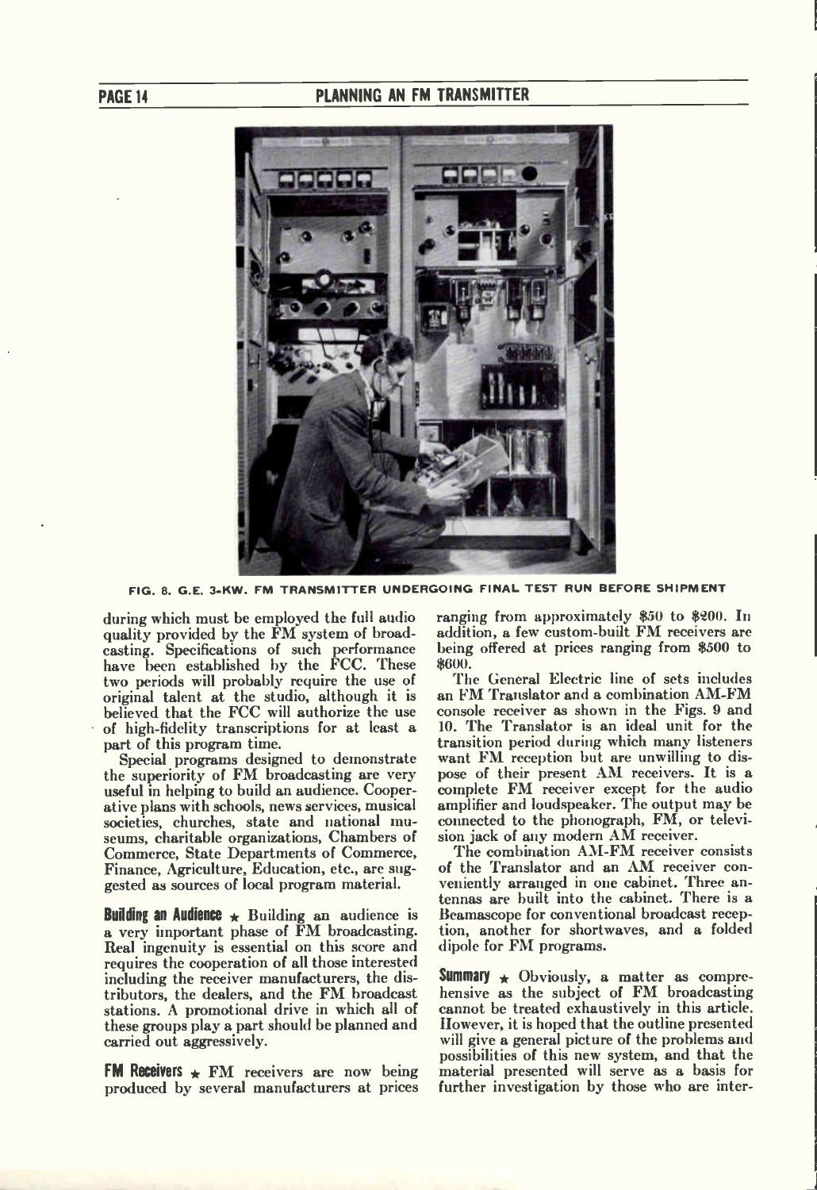FIG. 8. G.E. 3-KW. FM TRANSMITTER UNDERGOING FINAL TEST RUN BEFORE SHIPMENT

during which must be employed the full audio quality provided by the FM system of broadcasting. Specifications of such performance have been established by the FCC. These two periods will probably require the use of original talent at the studio, although it is believed that the FCC will authorize the use of high-fidelity transcriptions for at least a part of this program time.

Special programs designed to demonstrate the superiority of FM broadcasting are very useful in helping to build an audience. Cooperative plans with schools, news services, musical societies, churches, state and national museums, charitable organizations, Chambers of Commerce, State Departments of Commerce, Finance, Agriculture, Education, etc., are suggested as sources of local program material.

**Building an Audience** ★ Building an audience is a very important phase of FM broadcasting. Real ingenuity is essential on this score and requires the cooperation of all those interested including the receiver manufacturers, the distributors, the dealers, and the FM broadcast stations. A promotional drive in which all of these groups play a part should be planned and carried out aggressively.

**FM Receivers** ★ FM receivers are now being produced by several manufacturers at prices ranging from approximately $50 to $200. In addition, a few custom-built FM receivers are being offered at prices ranging from $500 to $600.

The General Electric line of sets includes an FM Translator and a combination AM-FM console receiver as shown in the Figs. 9 and 10. The Translator is an ideal unit for the transition period during which many listeners want FM reception but are unwilling to dispose of their present AM receivers. It is a complete FM receiver except for the audio amplifier and loudspeaker. The output may be connected to the phonograph, FM, or television jack of any modern AM receiver.

The combination AM-FM receiver consists of the Translator and an AM receiver conveniently arranged in one cabinet. Three antennas are built into the cabinet. There is a Beamascope for conventional broadcast reception, another for shortwaves, and a folded dipole for FM programs.

**Summary** ★ Obviously, a matter as comprehensive as the subject of FM broadcasting cannot be treated exhaustively in this article. However, it is hoped that the outline presented will give a general picture of the problems and possibilities of this new system, and that the material presented will serve as a basis for further investigation by those who are inter-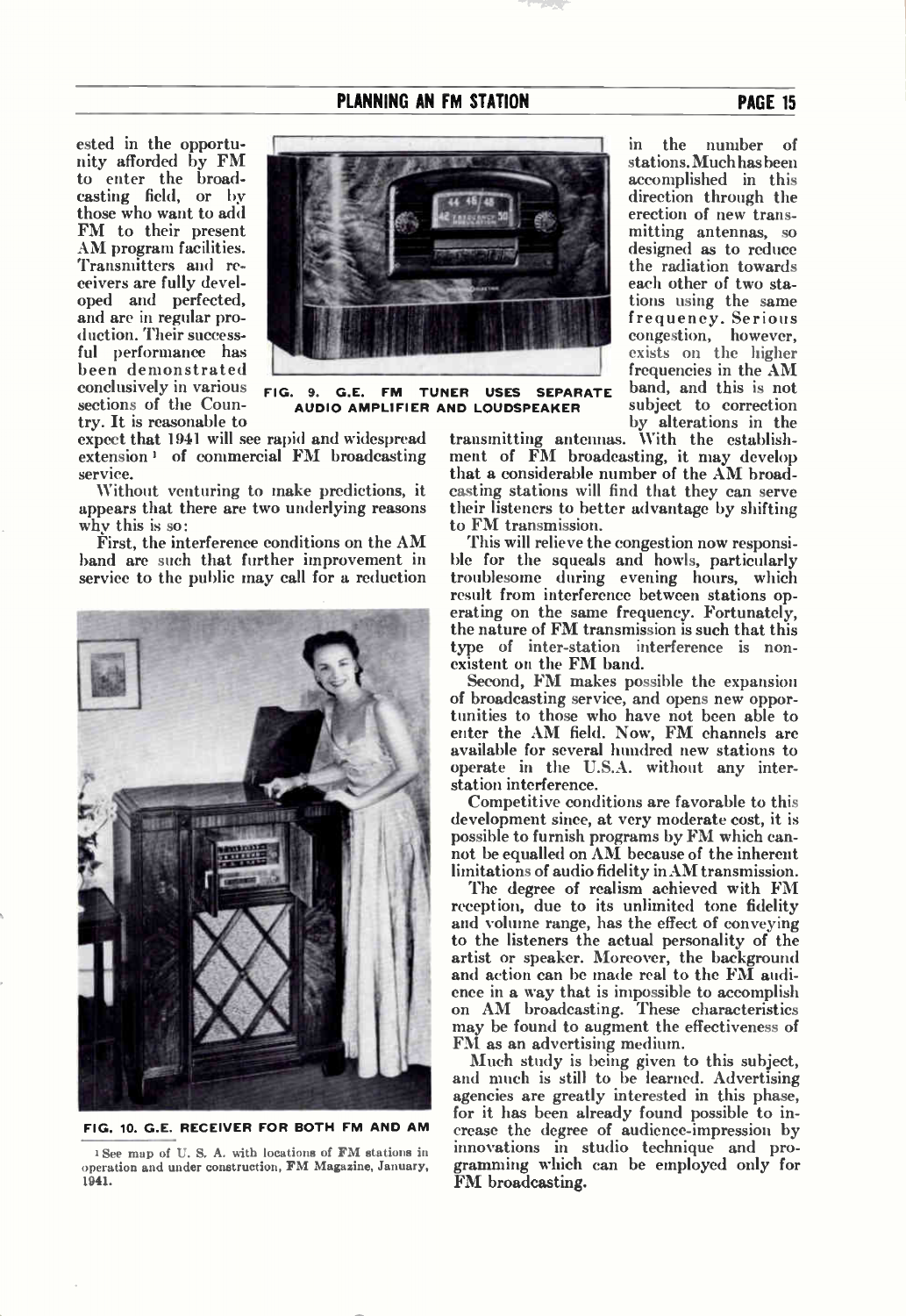ested in the opportunity afforded by FM to enter the broadcasting field, or by those who want to add FM to their present AM program facilities. Transmitters and receivers are fully developed and perfected, and are in regular production. Their successful performance has been demonstrated conclusively in various sections of the Country. It is reasonable to expect that 1941 will see rapid and widespread extension[1] of commercial FM broadcasting service.

FIG. 9. G.E. FM TUNER USES SEPARATE AUDIO AMPLIFIER AND LOUDSPEAKER

Without venturing to make predictions, it appears that there are two underlying reasons why this is so:

First, the interference conditions on the AM band are such that further improvement in service to the public may call for a reduction in the number of stations. Much has been accomplished in this direction through the erection of new transmitting antennas, so designed as to reduce the radiation towards each other of two stations using the same frequency. Serious congestion, however, exists on the higher frequencies in the AM band, and this is not subject to correction by alterations in the transmitting antennas. With the establishment of FM broadcasting, it may develop that a considerable number of the AM broadcasting stations will find that they can serve their listeners to better advantage by shifting to FM transmission.

FIG. 10. G.E. RECEIVER FOR BOTH FM AND AM

[1] See map of U. S. A. with locations of FM stations in operation and under construction, FM Magazine, January, 1941.

This will relieve the congestion now responsible for the squeals and howls, particularly troublesome during evening hours, which result from interference between stations operating on the same frequency. Fortunately, the nature of FM transmission is such that this type of inter-station interference is non-existent on the FM band.

Second, FM makes possible the expansion of broadcasting service, and opens new opportunities to those who have not been able to enter the AM field. Now, FM channels are available for several hundred new stations to operate in the U.S.A. without any inter-station interference.

Competitive conditions are favorable to this development since, at very moderate cost, it is possible to furnish programs by FM which cannot be equalled on AM because of the inherent limitations of audio fidelity in AM transmission.

The degree of realism achieved with FM reception, due to its unlimited tone fidelity and volume range, has the effect of conveying to the listeners the actual personality of the artist or speaker. Moreover, the background and action can be made real to the FM audience in a way that is impossible to accomplish on AM broadcasting. These characteristics may be found to augment the effectiveness of FM as an advertising medium.

Much study is being given to this subject, and much is still to be learned. Advertising agencies are greatly interested in this phase, for it has been already found possible to increase the degree of audience-impression by innovations in studio technique and programming which can be employed only for FM broadcasting.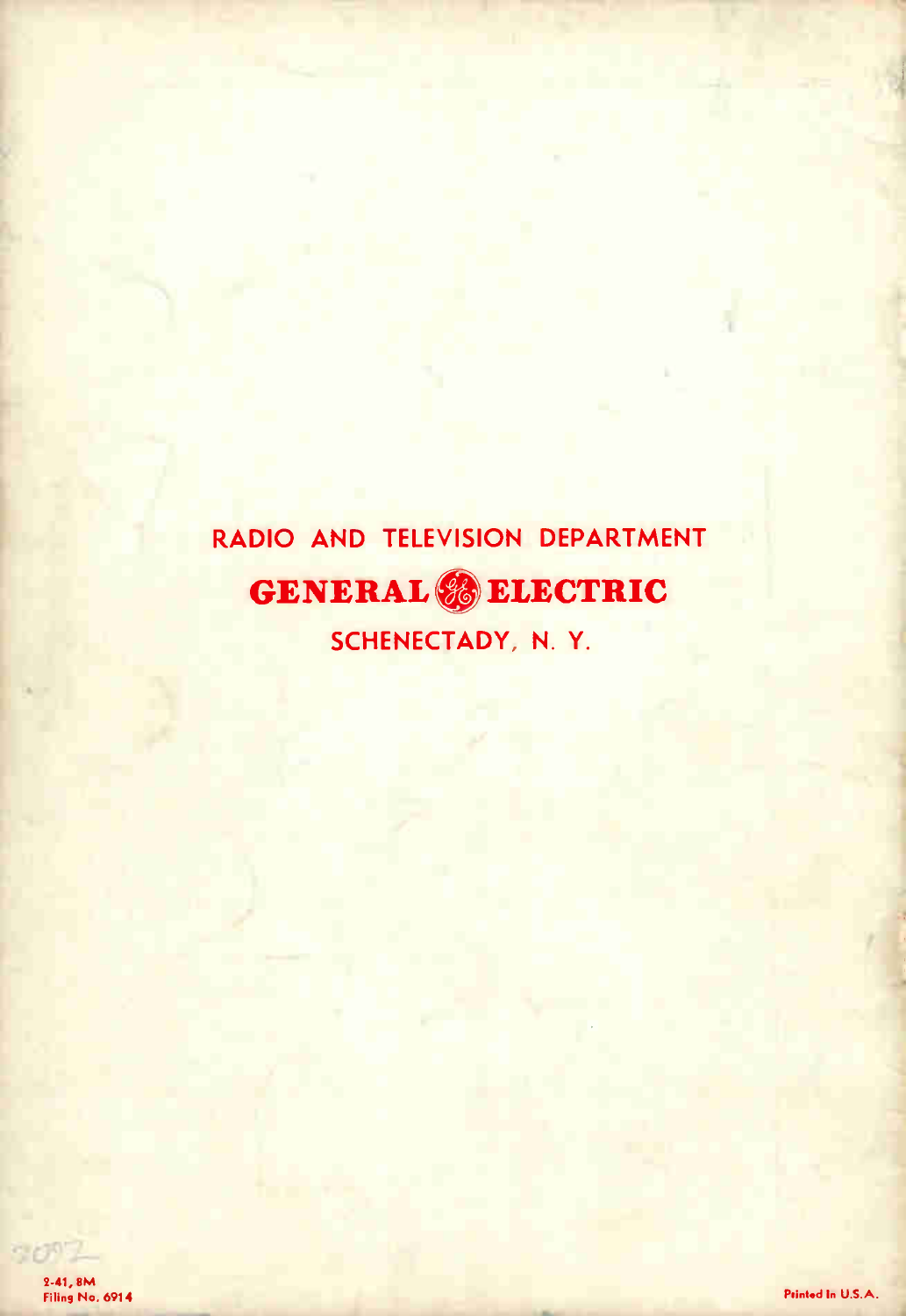RADIO AND TELEVISION DEPARTMENT

**GENERAL ELECTRIC**

SCHENECTADY, N. Y.

2-41, 8M
Filing No. 6914

Printed In U.S.A.